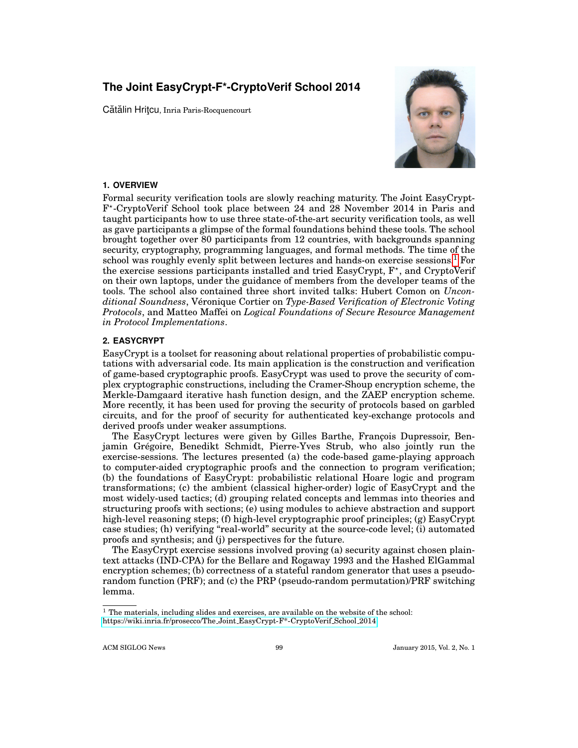# The Joint EasyCrypt-F*-CryptoVerif School 2014

Cătălin Hriţcu, Inria Paris-Rocquencourt

## 1. OVERVIEW

Formal security verification tools are slowly reaching maturity. The Joint EasyCrypt-F*-CryptoVerif School took place between 24 and 28 November 2014 in Paris and taught participants how to use three state-of-the-art security verification tools, as well as gave participants a glimpse of the formal foundations behind these tools. The school brought together over 80 participants from 12 countries, with backgrounds spanning security, cryptography, programming languages, and formal methods. The time of the school was roughly evenly split between lectures and hands-on exercise sessions.[1] For the exercise sessions participants installed and tried EasyCrypt, F*, and CryptoVerif on their own laptops, under the guidance of members from the developer teams of the tools. The school also contained three short invited talks: Hubert Comon on *Unconditional Soundness*, Véronique Cortier on *Type-Based Verification of Electronic Voting Protocols*, and Matteo Maffei on *Logical Foundations of Secure Resource Management in Protocol Implementations*.

## 2. EASYCRYPT

EasyCrypt is a toolset for reasoning about relational properties of probabilistic computations with adversarial code. Its main application is the construction and verification of game-based cryptographic proofs. EasyCrypt was used to prove the security of complex cryptographic constructions, including the Cramer-Shoup encryption scheme, the Merkle-Damgaard iterative hash function design, and the ZAEP encryption scheme. More recently, it has been used for proving the security of protocols based on garbled circuits, and for the proof of security for authenticated key-exchange protocols and derived proofs under weaker assumptions.

The EasyCrypt lectures were given by Gilles Barthe, François Dupressoir, Benjamin Grégoire, Benedikt Schmidt, Pierre-Yves Strub, who also jointly run the exercise-sessions. The lectures presented (a) the code-based game-playing approach to computer-aided cryptographic proofs and the connection to program verification; (b) the foundations of EasyCrypt: probabilistic relational Hoare logic and program transformations; (c) the ambient (classical higher-order) logic of EasyCrypt and the most widely-used tactics; (d) grouping related concepts and lemmas into theories and structuring proofs with sections; (e) using modules to achieve abstraction and support high-level reasoning steps; (f) high-level cryptographic proof principles; (g) EasyCrypt case studies; (h) verifying "real-world" security at the source-code level; (i) automated proofs and synthesis; and (j) perspectives for the future.

The EasyCrypt exercise sessions involved proving (a) security against chosen plaintext attacks (IND-CPA) for the Bellare and Rogaway 1993 and the Hashed ElGammal encryption schemes; (b) correctness of a stateful random generator that uses a pseudo-random function (PRF); and (c) the PRP (pseudo-random permutation)/PRF switching lemma.

[1] The materials, including slides and exercises, are available on the website of the school: https://wiki.inria.fr/prosecco/The_Joint_EasyCrypt-F*-CryptoVerif_School_2014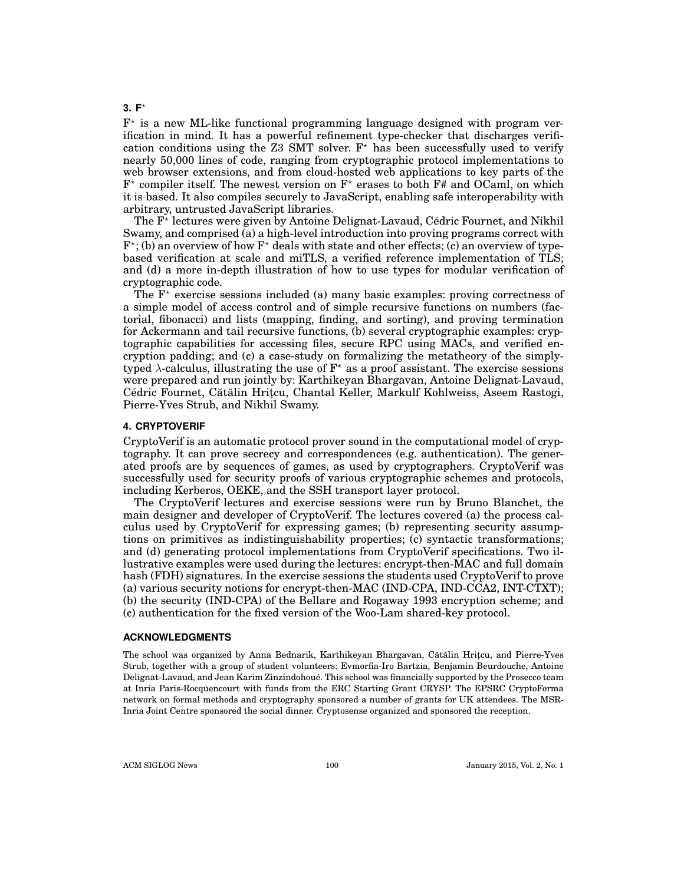## 3. F$^\star$

F$^\star$ is a new ML-like functional programming language designed with program verification in mind. It has a powerful refinement type-checker that discharges verification conditions using the Z3 SMT solver. F$^\star$ has been successfully used to verify nearly 50,000 lines of code, ranging from cryptographic protocol implementations to web browser extensions, and from cloud-hosted web applications to key parts of the F$^\star$ compiler itself. The newest version on F$^\star$ erases to both F# and OCaml, on which it is based. It also compiles securely to JavaScript, enabling safe interoperability with arbitrary, untrusted JavaScript libraries.

The F$^\star$ lectures were given by Antoine Delignat-Lavaud, Cédric Fournet, and Nikhil Swamy, and comprised (a) a high-level introduction into proving programs correct with F$^\star$; (b) an overview of how F$^\star$ deals with state and other effects; (c) an overview of type-based verification at scale and miTLS, a verified reference implementation of TLS; and (d) a more in-depth illustration of how to use types for modular verification of cryptographic code.

The F$^\star$ exercise sessions included (a) many basic examples: proving correctness of a simple model of access control and of simple recursive functions on numbers (factorial, fibonacci) and lists (mapping, finding, and sorting), and proving termination for Ackermann and tail recursive functions, (b) several cryptographic examples: cryptographic capabilities for accessing files, secure RPC using MACs, and verified encryption padding; and (c) a case-study on formalizing the metatheory of the simply-typed $\lambda$-calculus, illustrating the use of F$^\star$ as a proof assistant. The exercise sessions were prepared and run jointly by: Karthikeyan Bhargavan, Antoine Delignat-Lavaud, Cédric Fournet, Cătălin Hriţcu, Chantal Keller, Markulf Kohlweiss, Aseem Rastogi, Pierre-Yves Strub, and Nikhil Swamy.

## 4. CRYPTOVERIF

CryptoVerif is an automatic protocol prover sound in the computational model of cryptography. It can prove secrecy and correspondences (e.g. authentication). The generated proofs are by sequences of games, as used by cryptographers. CryptoVerif was successfully used for security proofs of various cryptographic schemes and protocols, including Kerberos, OEKE, and the SSH transport layer protocol.

The CryptoVerif lectures and exercise sessions were run by Bruno Blanchet, the main designer and developer of CryptoVerif. The lectures covered (a) the process calculus used by CryptoVerif for expressing games; (b) representing security assumptions on primitives as indistinguishability properties; (c) syntactic transformations; and (d) generating protocol implementations from CryptoVerif specifications. Two illustrative examples were used during the lectures: encrypt-then-MAC and full domain hash (FDH) signatures. In the exercise sessions the students used CryptoVerif to prove (a) various security notions for encrypt-then-MAC (IND-CPA, IND-CCA2, INT-CTXT); (b) the security (IND-CPA) of the Bellare and Rogaway 1993 encryption scheme; and (c) authentication for the fixed version of the Woo-Lam shared-key protocol.

## ACKNOWLEDGMENTS

The school was organized by Anna Bednarik, Karthikeyan Bhargavan, Cătălin Hriţcu, and Pierre-Yves Strub, together with a group of student volunteers: Evmorfia-Iro Bartzia, Benjamin Beurdouche, Antoine Delignat-Lavaud, and Jean Karim Zinzindohoué. This school was financially supported by the Prosecco team at Inria Paris-Rocquencourt with funds from the ERC Starting Grant CRYSP. The EPSRC CryptoForma network on formal methods and cryptography sponsored a number of grants for UK attendees. The MSR-Inria Joint Centre sponsored the social dinner. Cryptosense organized and sponsored the reception.